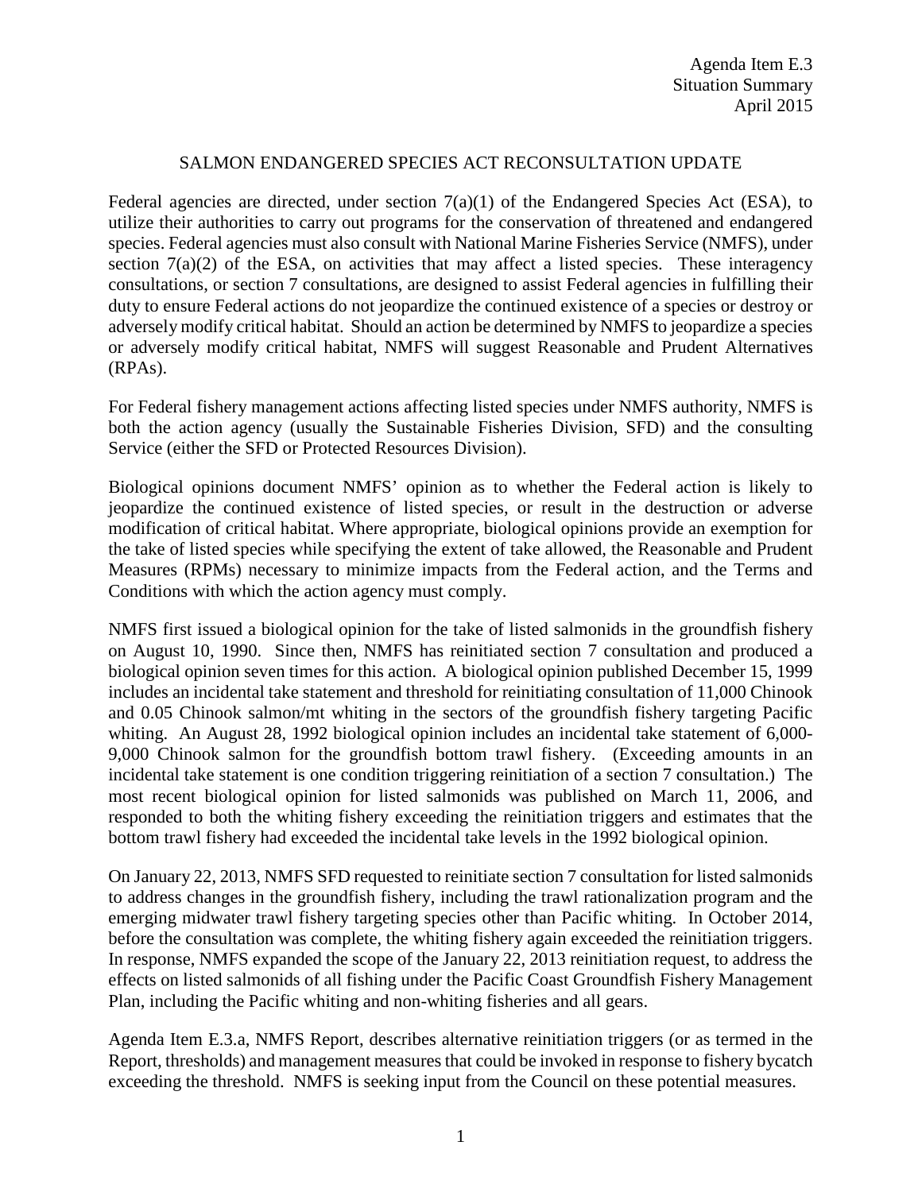Agenda Item E.3
Situation Summary
April 2015

# SALMON ENDANGERED SPECIES ACT RECONSULTATION UPDATE

Federal agencies are directed, under section 7(a)(1) of the Endangered Species Act (ESA), to utilize their authorities to carry out programs for the conservation of threatened and endangered species. Federal agencies must also consult with National Marine Fisheries Service (NMFS), under section 7(a)(2) of the ESA, on activities that may affect a listed species. These interagency consultations, or section 7 consultations, are designed to assist Federal agencies in fulfilling their duty to ensure Federal actions do not jeopardize the continued existence of a species or destroy or adversely modify critical habitat. Should an action be determined by NMFS to jeopardize a species or adversely modify critical habitat, NMFS will suggest Reasonable and Prudent Alternatives (RPAs).

For Federal fishery management actions affecting listed species under NMFS authority, NMFS is both the action agency (usually the Sustainable Fisheries Division, SFD) and the consulting Service (either the SFD or Protected Resources Division).

Biological opinions document NMFS' opinion as to whether the Federal action is likely to jeopardize the continued existence of listed species, or result in the destruction or adverse modification of critical habitat. Where appropriate, biological opinions provide an exemption for the take of listed species while specifying the extent of take allowed, the Reasonable and Prudent Measures (RPMs) necessary to minimize impacts from the Federal action, and the Terms and Conditions with which the action agency must comply.

NMFS first issued a biological opinion for the take of listed salmonids in the groundfish fishery on August 10, 1990. Since then, NMFS has reinitiated section 7 consultation and produced a biological opinion seven times for this action. A biological opinion published December 15, 1999 includes an incidental take statement and threshold for reinitiating consultation of 11,000 Chinook and 0.05 Chinook salmon/mt whiting in the sectors of the groundfish fishery targeting Pacific whiting. An August 28, 1992 biological opinion includes an incidental take statement of 6,000-9,000 Chinook salmon for the groundfish bottom trawl fishery. (Exceeding amounts in an incidental take statement is one condition triggering reinitiation of a section 7 consultation.) The most recent biological opinion for listed salmonids was published on March 11, 2006, and responded to both the whiting fishery exceeding the reinitiation triggers and estimates that the bottom trawl fishery had exceeded the incidental take levels in the 1992 biological opinion.

On January 22, 2013, NMFS SFD requested to reinitiate section 7 consultation for listed salmonids to address changes in the groundfish fishery, including the trawl rationalization program and the emerging midwater trawl fishery targeting species other than Pacific whiting. In October 2014, before the consultation was complete, the whiting fishery again exceeded the reinitiation triggers. In response, NMFS expanded the scope of the January 22, 2013 reinitiation request, to address the effects on listed salmonids of all fishing under the Pacific Coast Groundfish Fishery Management Plan, including the Pacific whiting and non-whiting fisheries and all gears.

Agenda Item E.3.a, NMFS Report, describes alternative reinitiation triggers (or as termed in the Report, thresholds) and management measures that could be invoked in response to fishery bycatch exceeding the threshold. NMFS is seeking input from the Council on these potential measures.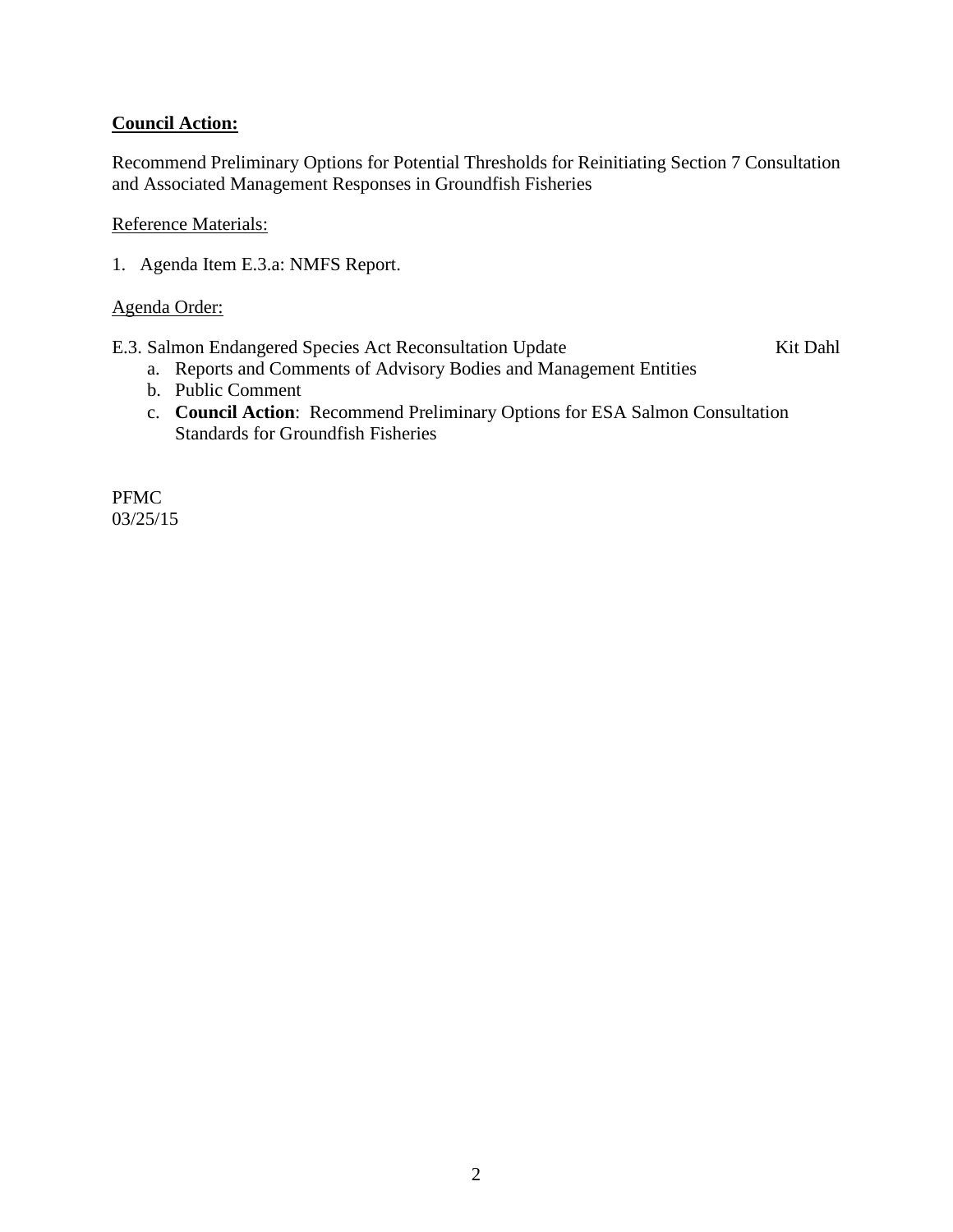**Council Action:**

Recommend Preliminary Options for Potential Thresholds for Reinitiating Section 7 Consultation and Associated Management Responses in Groundfish Fisheries

Reference Materials:

1. Agenda Item E.3.a: NMFS Report.

Agenda Order:

E.3. Salmon Endangered Species Act Reconsultation Update Kit Dahl

   a. Reports and Comments of Advisory Bodies and Management Entities
   b. Public Comment
   c. **Council Action**: Recommend Preliminary Options for ESA Salmon Consultation Standards for Groundfish Fisheries

PFMC
03/25/15